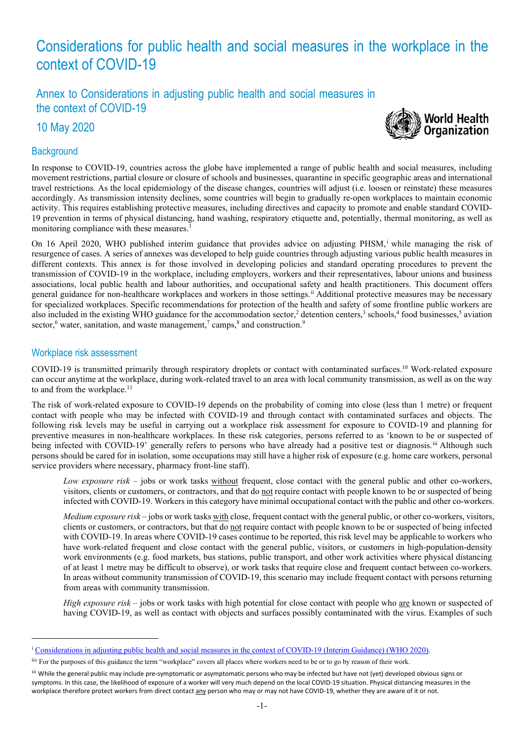# Considerations for public health and social measures in the workplace in the context of COVID-19

## Annex to Considerations in adjusting public health and social measures in the context of COVID-19

## 10 May 2020

### Background

In response to COVID-19, countries across the globe have implemented a range of public health and social measures, including movement restrictions, partial closure or closure of schools and businesses, quarantine in specific geographic areas and international travel restrictions. As the local epidemiology of the disease changes, countries will adjust (i.e. loosen or reinstate) these measures accordingly. As transmission intensity declines, some countries will begin to gradually re-open workplaces to maintain economic activity. This requires establishing protective measures, including directives and capacity to promote and enable standard COVID-19 prevention in terms of physical distancing, hand washing, respiratory etiquette and, potentially, thermal monitoring, as well as monitoring compliance with these measures.[1]

On 16 April 2020, WHO published interim guidance that provides advice on adjusting PHSM,[i] while managing the risk of resurgence of cases. A series of annexes was developed to help guide countries through adjusting various public health measures in different contexts. This annex is for those involved in developing policies and standard operating procedures to prevent the transmission of COVID-19 in the workplace, including employers, workers and their representatives, labour unions and business associations, local public health and labour authorities, and occupational safety and health practitioners. This document offers general guidance for non-healthcare workplaces and workers in those settings.[ii] Additional protective measures may be necessary for specialized workplaces. Specific recommendations for protection of the health and safety of some frontline public workers are also included in the existing WHO guidance for the accommodation sector,[2] detention centers,[3] schools,[4] food businesses,[5] aviation sector,[6] water, sanitation, and waste management,[7] camps,[8] and construction.[9]

### Workplace risk assessment

COVID-19 is transmitted primarily through respiratory droplets or contact with contaminated surfaces.[10] Work-related exposure can occur anytime at the workplace, during work-related travel to an area with local community transmission, as well as on the way to and from the workplace.[11]

The risk of work-related exposure to COVID-19 depends on the probability of coming into close (less than 1 metre) or frequent contact with people who may be infected with COVID-19 and through contact with contaminated surfaces and objects. The following risk levels may be useful in carrying out a workplace risk assessment for exposure to COVID-19 and planning for preventive measures in non-healthcare workplaces. In these risk categories, persons referred to as 'known to be or suspected of being infected with COVID-19' generally refers to persons who have already had a positive test or diagnosis.[iii] Although such persons should be cared for in isolation, some occupations may still have a higher risk of exposure (e.g. home care workers, personal service providers where necessary, pharmacy front-line staff).

> *Low exposure risk* – jobs or work tasks without frequent, close contact with the general public and other co-workers, visitors, clients or customers, or contractors, and that do not require contact with people known to be or suspected of being infected with COVID-19. Workers in this category have minimal occupational contact with the public and other co-workers.
>
> *Medium exposure risk* – jobs or work tasks with close, frequent contact with the general public, or other co-workers, visitors, clients or customers, or contractors, but that do not require contact with people known to be or suspected of being infected with COVID-19. In areas where COVID-19 cases continue to be reported, this risk level may be applicable to workers who have work-related frequent and close contact with the general public, visitors, or customers in high-population-density work environments (e.g. food markets, bus stations, public transport, and other work activities where physical distancing of at least 1 metre may be difficult to observe), or work tasks that require close and frequent contact between co-workers. In areas without community transmission of COVID-19, this scenario may include frequent contact with persons returning from areas with community transmission.
>
> *High exposure risk* – jobs or work tasks with high potential for close contact with people who are known or suspected of having COVID-19, as well as contact with objects and surfaces possibly contaminated with the virus. Examples of such

---

[i] Considerations in adjusting public health and social measures in the context of COVID-19 (Interim Guidance) (WHO 2020).

[ii] For the purposes of this guidance the term "workplace" covers all places where workers need to be or to go by reason of their work.

[iii] While the general public may include pre-symptomatic or asymptomatic persons who may be infected but have not (yet) developed obvious signs or symptoms. In this case, the likelihood of exposure of a worker will very much depend on the local COVID-19 situation. Physical distancing measures in the workplace therefore protect workers from direct contact any person who may or may not have COVID-19, whether they are aware of it or not.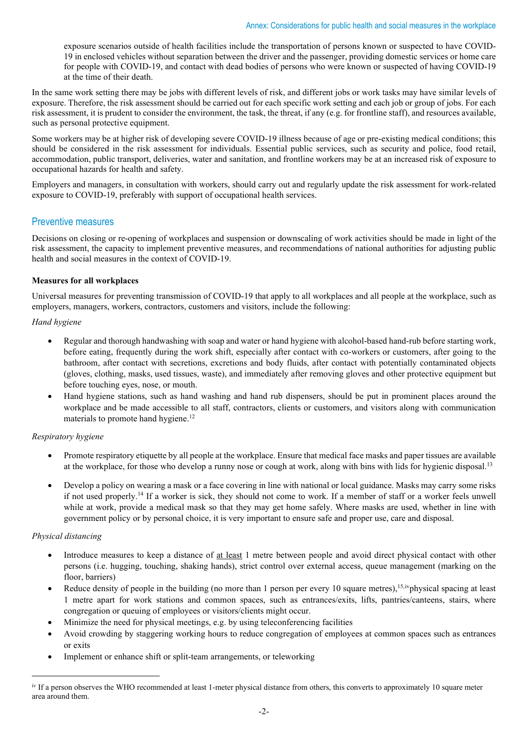exposure scenarios outside of health facilities include the transportation of persons known or suspected to have COVID-19 in enclosed vehicles without separation between the driver and the passenger, providing domestic services or home care for people with COVID-19, and contact with dead bodies of persons who were known or suspected of having COVID-19 at the time of their death.

In the same work setting there may be jobs with different levels of risk, and different jobs or work tasks may have similar levels of exposure. Therefore, the risk assessment should be carried out for each specific work setting and each job or group of jobs. For each risk assessment, it is prudent to consider the environment, the task, the threat, if any (e.g. for frontline staff), and resources available, such as personal protective equipment.

Some workers may be at higher risk of developing severe COVID-19 illness because of age or pre-existing medical conditions; this should be considered in the risk assessment for individuals. Essential public services, such as security and police, food retail, accommodation, public transport, deliveries, water and sanitation, and frontline workers may be at an increased risk of exposure to occupational hazards for health and safety.

Employers and managers, in consultation with workers, should carry out and regularly update the risk assessment for work-related exposure to COVID-19, preferably with support of occupational health services.

## Preventive measures

Decisions on closing or re-opening of workplaces and suspension or downscaling of work activities should be made in light of the risk assessment, the capacity to implement preventive measures, and recommendations of national authorities for adjusting public health and social measures in the context of COVID-19.

### Measures for all workplaces

Universal measures for preventing transmission of COVID-19 that apply to all workplaces and all people at the workplace, such as employers, managers, workers, contractors, customers and visitors, include the following:

*Hand hygiene*

- Regular and thorough handwashing with soap and water or hand hygiene with alcohol-based hand-rub before starting work, before eating, frequently during the work shift, especially after contact with co-workers or customers, after going to the bathroom, after contact with secretions, excretions and body fluids, after contact with potentially contaminated objects (gloves, clothing, masks, used tissues, waste), and immediately after removing gloves and other protective equipment but before touching eyes, nose, or mouth.
- Hand hygiene stations, such as hand washing and hand rub dispensers, should be put in prominent places around the workplace and be made accessible to all staff, contractors, clients or customers, and visitors along with communication materials to promote hand hygiene.[12]

*Respiratory hygiene*

- Promote respiratory etiquette by all people at the workplace. Ensure that medical face masks and paper tissues are available at the workplace, for those who develop a runny nose or cough at work, along with bins with lids for hygienic disposal.[13]
- Develop a policy on wearing a mask or a face covering in line with national or local guidance. Masks may carry some risks if not used properly.[14] If a worker is sick, they should not come to work. If a member of staff or a worker feels unwell while at work, provide a medical mask so that they may get home safely. Where masks are used, whether in line with government policy or by personal choice, it is very important to ensure safe and proper use, care and disposal.

*Physical distancing*

- Introduce measures to keep a distance of at least 1 metre between people and avoid direct physical contact with other persons (i.e. hugging, touching, shaking hands), strict control over external access, queue management (marking on the floor, barriers)
- Reduce density of people in the building (no more than 1 person per every 10 square metres),[15,iv] physical spacing at least 1 metre apart for work stations and common spaces, such as entrances/exits, lifts, pantries/canteens, stairs, where congregation or queuing of employees or visitors/clients might occur.
- Minimize the need for physical meetings, e.g. by using teleconferencing facilities
- Avoid crowding by staggering working hours to reduce congregation of employees at common spaces such as entrances or exits
- Implement or enhance shift or split-team arrangements, or teleworking

---

[iv] If a person observes the WHO recommended at least 1-meter physical distance from others, this converts to approximately 10 square meter area around them.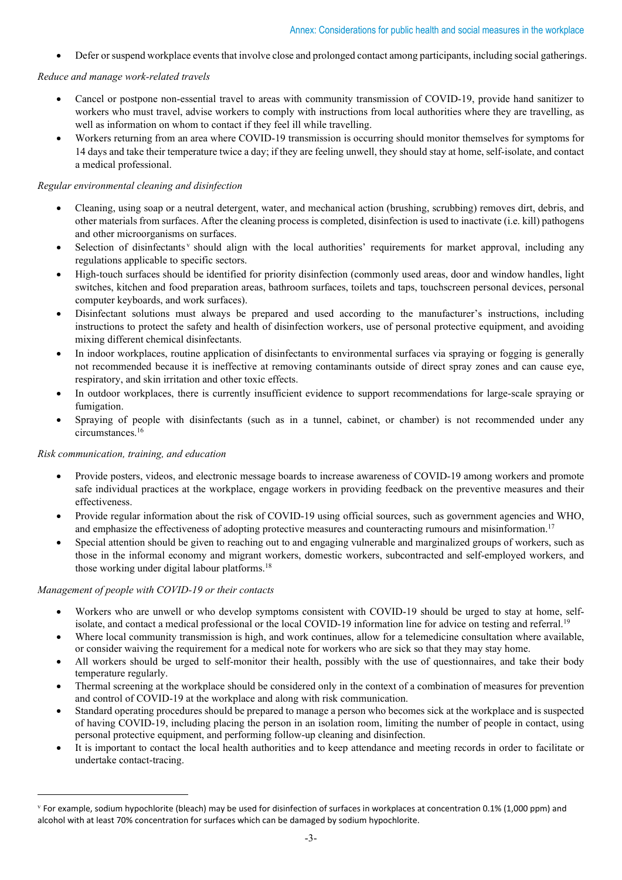- Defer or suspend workplace events that involve close and prolonged contact among participants, including social gatherings.

*Reduce and manage work-related travels*

- Cancel or postpone non-essential travel to areas with community transmission of COVID-19, provide hand sanitizer to workers who must travel, advise workers to comply with instructions from local authorities where they are travelling, as well as information on whom to contact if they feel ill while travelling.
- Workers returning from an area where COVID-19 transmission is occurring should monitor themselves for symptoms for 14 days and take their temperature twice a day; if they are feeling unwell, they should stay at home, self-isolate, and contact a medical professional.

*Regular environmental cleaning and disinfection*

- Cleaning, using soap or a neutral detergent, water, and mechanical action (brushing, scrubbing) removes dirt, debris, and other materials from surfaces. After the cleaning process is completed, disinfection is used to inactivate (i.e. kill) pathogens and other microorganisms on surfaces.
- Selection of disinfectants[v] should align with the local authorities' requirements for market approval, including any regulations applicable to specific sectors.
- High-touch surfaces should be identified for priority disinfection (commonly used areas, door and window handles, light switches, kitchen and food preparation areas, bathroom surfaces, toilets and taps, touchscreen personal devices, personal computer keyboards, and work surfaces).
- Disinfectant solutions must always be prepared and used according to the manufacturer's instructions, including instructions to protect the safety and health of disinfection workers, use of personal protective equipment, and avoiding mixing different chemical disinfectants.
- In indoor workplaces, routine application of disinfectants to environmental surfaces via spraying or fogging is generally not recommended because it is ineffective at removing contaminants outside of direct spray zones and can cause eye, respiratory, and skin irritation and other toxic effects.
- In outdoor workplaces, there is currently insufficient evidence to support recommendations for large-scale spraying or fumigation.
- Spraying of people with disinfectants (such as in a tunnel, cabinet, or chamber) is not recommended under any circumstances.[16]

*Risk communication, training, and education*

- Provide posters, videos, and electronic message boards to increase awareness of COVID-19 among workers and promote safe individual practices at the workplace, engage workers in providing feedback on the preventive measures and their effectiveness.
- Provide regular information about the risk of COVID-19 using official sources, such as government agencies and WHO, and emphasize the effectiveness of adopting protective measures and counteracting rumours and misinformation.[17]
- Special attention should be given to reaching out to and engaging vulnerable and marginalized groups of workers, such as those in the informal economy and migrant workers, domestic workers, subcontracted and self-employed workers, and those working under digital labour platforms.[18]

*Management of people with COVID-19 or their contacts*

- Workers who are unwell or who develop symptoms consistent with COVID-19 should be urged to stay at home, self-isolate, and contact a medical professional or the local COVID-19 information line for advice on testing and referral.[19]
- Where local community transmission is high, and work continues, allow for a telemedicine consultation where available, or consider waiving the requirement for a medical note for workers who are sick so that they may stay home.
- All workers should be urged to self-monitor their health, possibly with the use of questionnaires, and take their body temperature regularly.
- Thermal screening at the workplace should be considered only in the context of a combination of measures for prevention and control of COVID-19 at the workplace and along with risk communication.
- Standard operating procedures should be prepared to manage a person who becomes sick at the workplace and is suspected of having COVID-19, including placing the person in an isolation room, limiting the number of people in contact, using personal protective equipment, and performing follow-up cleaning and disinfection.
- It is important to contact the local health authorities and to keep attendance and meeting records in order to facilitate or undertake contact-tracing.

---

[v] For example, sodium hypochlorite (bleach) may be used for disinfection of surfaces in workplaces at concentration 0.1% (1,000 ppm) and alcohol with at least 70% concentration for surfaces which can be damaged by sodium hypochlorite.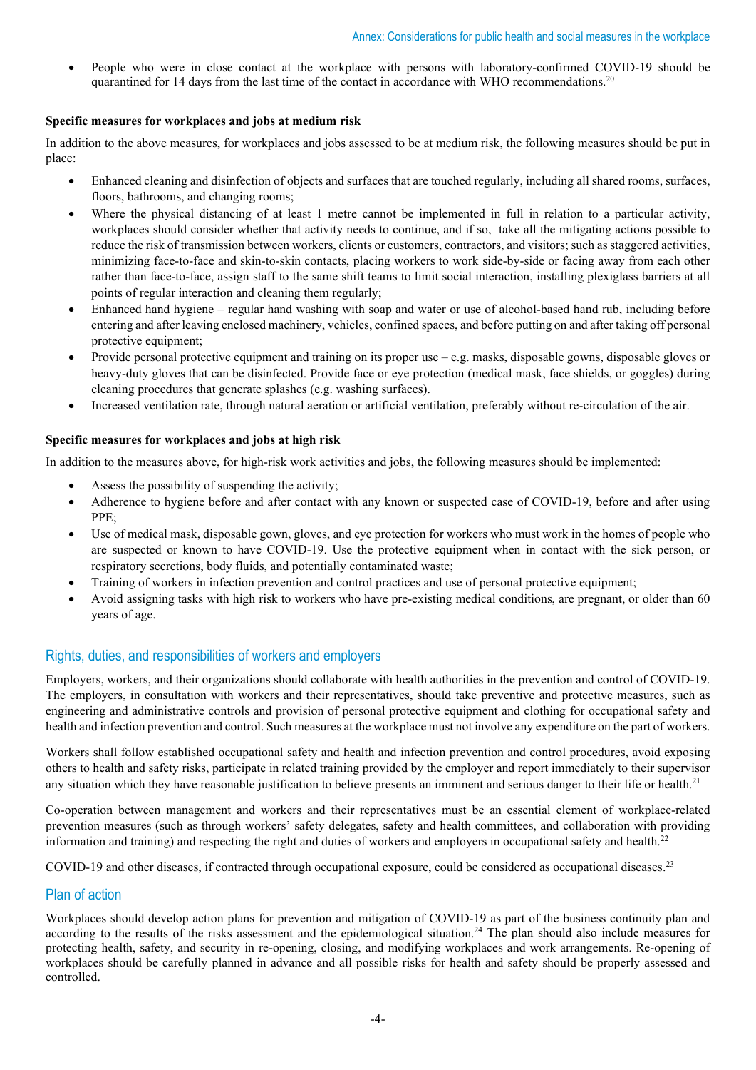- People who were in close contact at the workplace with persons with laboratory-confirmed COVID-19 should be quarantined for 14 days from the last time of the contact in accordance with WHO recommendations.[20]

**Specific measures for workplaces and jobs at medium risk**

In addition to the above measures, for workplaces and jobs assessed to be at medium risk, the following measures should be put in place:

- Enhanced cleaning and disinfection of objects and surfaces that are touched regularly, including all shared rooms, surfaces, floors, bathrooms, and changing rooms;
- Where the physical distancing of at least 1 metre cannot be implemented in full in relation to a particular activity, workplaces should consider whether that activity needs to continue, and if so, take all the mitigating actions possible to reduce the risk of transmission between workers, clients or customers, contractors, and visitors; such as staggered activities, minimizing face-to-face and skin-to-skin contacts, placing workers to work side-by-side or facing away from each other rather than face-to-face, assign staff to the same shift teams to limit social interaction, installing plexiglass barriers at all points of regular interaction and cleaning them regularly;
- Enhanced hand hygiene – regular hand washing with soap and water or use of alcohol-based hand rub, including before entering and after leaving enclosed machinery, vehicles, confined spaces, and before putting on and after taking off personal protective equipment;
- Provide personal protective equipment and training on its proper use – e.g. masks, disposable gowns, disposable gloves or heavy-duty gloves that can be disinfected. Provide face or eye protection (medical mask, face shields, or goggles) during cleaning procedures that generate splashes (e.g. washing surfaces).
- Increased ventilation rate, through natural aeration or artificial ventilation, preferably without re-circulation of the air.

**Specific measures for workplaces and jobs at high risk**

In addition to the measures above, for high-risk work activities and jobs, the following measures should be implemented:

- Assess the possibility of suspending the activity;
- Adherence to hygiene before and after contact with any known or suspected case of COVID-19, before and after using PPE;
- Use of medical mask, disposable gown, gloves, and eye protection for workers who must work in the homes of people who are suspected or known to have COVID-19. Use the protective equipment when in contact with the sick person, or respiratory secretions, body fluids, and potentially contaminated waste;
- Training of workers in infection prevention and control practices and use of personal protective equipment;
- Avoid assigning tasks with high risk to workers who have pre-existing medical conditions, are pregnant, or older than 60 years of age.

## Rights, duties, and responsibilities of workers and employers

Employers, workers, and their organizations should collaborate with health authorities in the prevention and control of COVID-19. The employers, in consultation with workers and their representatives, should take preventive and protective measures, such as engineering and administrative controls and provision of personal protective equipment and clothing for occupational safety and health and infection prevention and control. Such measures at the workplace must not involve any expenditure on the part of workers.

Workers shall follow established occupational safety and health and infection prevention and control procedures, avoid exposing others to health and safety risks, participate in related training provided by the employer and report immediately to their supervisor any situation which they have reasonable justification to believe presents an imminent and serious danger to their life or health.[21]

Co-operation between management and workers and their representatives must be an essential element of workplace-related prevention measures (such as through workers' safety delegates, safety and health committees, and collaboration with providing information and training) and respecting the right and duties of workers and employers in occupational safety and health.[22]

COVID-19 and other diseases, if contracted through occupational exposure, could be considered as occupational diseases.[23]

## Plan of action

Workplaces should develop action plans for prevention and mitigation of COVID-19 as part of the business continuity plan and according to the results of the risks assessment and the epidemiological situation.[24] The plan should also include measures for protecting health, safety, and security in re-opening, closing, and modifying workplaces and work arrangements. Re-opening of workplaces should be carefully planned in advance and all possible risks for health and safety should be properly assessed and controlled.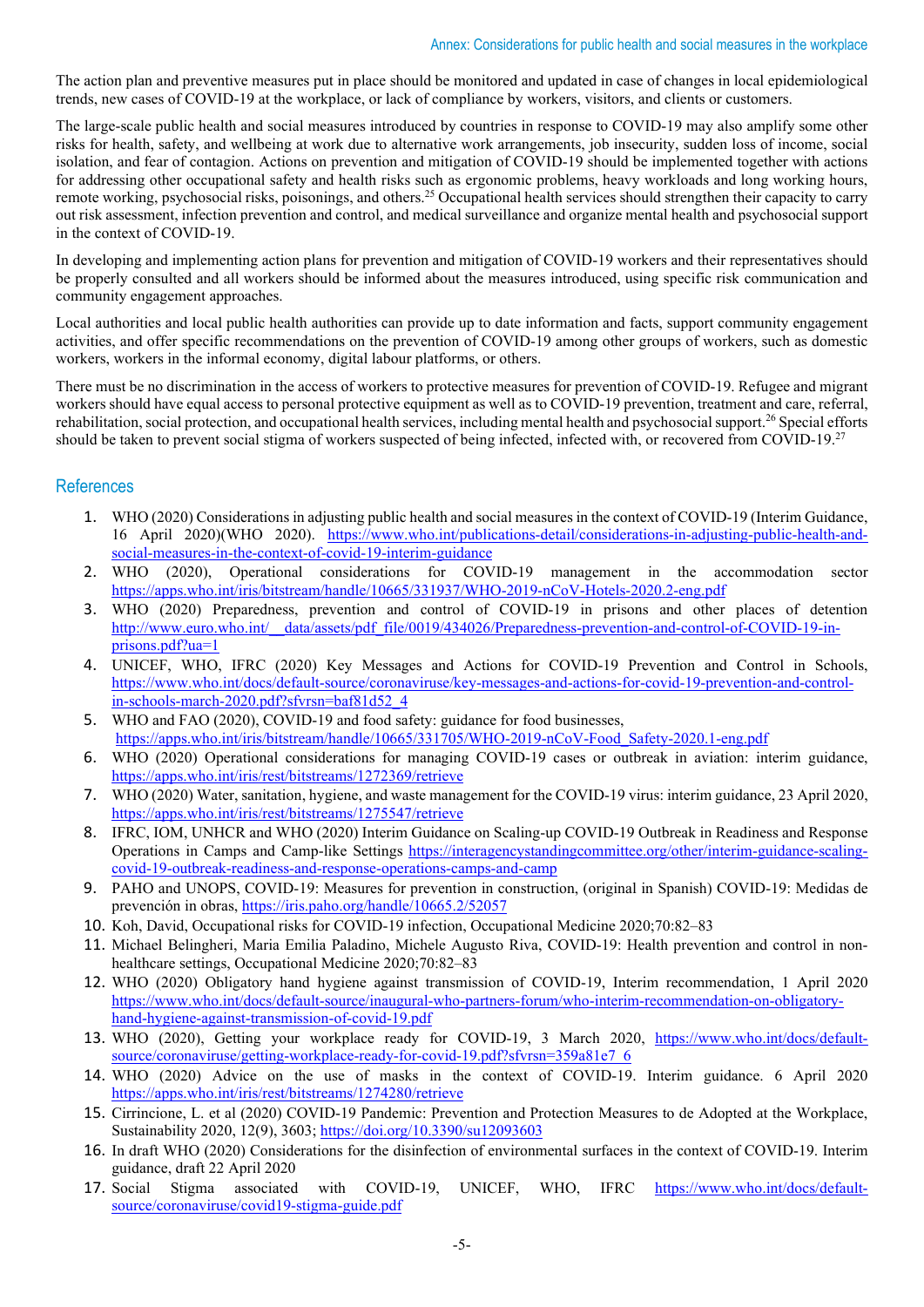The action plan and preventive measures put in place should be monitored and updated in case of changes in local epidemiological trends, new cases of COVID-19 at the workplace, or lack of compliance by workers, visitors, and clients or customers.

The large-scale public health and social measures introduced by countries in response to COVID-19 may also amplify some other risks for health, safety, and wellbeing at work due to alternative work arrangements, job insecurity, sudden loss of income, social isolation, and fear of contagion. Actions on prevention and mitigation of COVID-19 should be implemented together with actions for addressing other occupational safety and health risks such as ergonomic problems, heavy workloads and long working hours, remote working, psychosocial risks, poisonings, and others.[25] Occupational health services should strengthen their capacity to carry out risk assessment, infection prevention and control, and medical surveillance and organize mental health and psychosocial support in the context of COVID-19.

In developing and implementing action plans for prevention and mitigation of COVID-19 workers and their representatives should be properly consulted and all workers should be informed about the measures introduced, using specific risk communication and community engagement approaches.

Local authorities and local public health authorities can provide up to date information and facts, support community engagement activities, and offer specific recommendations on the prevention of COVID-19 among other groups of workers, such as domestic workers, workers in the informal economy, digital labour platforms, or others.

There must be no discrimination in the access of workers to protective measures for prevention of COVID-19. Refugee and migrant workers should have equal access to personal protective equipment as well as to COVID-19 prevention, treatment and care, referral, rehabilitation, social protection, and occupational health services, including mental health and psychosocial support.[26] Special efforts should be taken to prevent social stigma of workers suspected of being infected, infected with, or recovered from COVID-19.[27]

## References

1. WHO (2020) Considerations in adjusting public health and social measures in the context of COVID-19 (Interim Guidance, 16 April 2020)(WHO 2020). https://www.who.int/publications-detail/considerations-in-adjusting-public-health-and-social-measures-in-the-context-of-covid-19-interim-guidance
2. WHO (2020), Operational considerations for COVID-19 management in the accommodation sector https://apps.who.int/iris/bitstream/handle/10665/331937/WHO-2019-nCoV-Hotels-2020.2-eng.pdf
3. WHO (2020) Preparedness, prevention and control of COVID-19 in prisons and other places of detention http://www.euro.who.int/__data/assets/pdf_file/0019/434026/Preparedness-prevention-and-control-of-COVID-19-in-prisons.pdf?ua=1
4. UNICEF, WHO, IFRC (2020) Key Messages and Actions for COVID-19 Prevention and Control in Schools, https://www.who.int/docs/default-source/coronaviruse/key-messages-and-actions-for-covid-19-prevention-and-control-in-schools-march-2020.pdf?sfvrsn=baf81d52_4
5. WHO and FAO (2020), COVID-19 and food safety: guidance for food businesses, https://apps.who.int/iris/bitstream/handle/10665/331705/WHO-2019-nCoV-Food_Safety-2020.1-eng.pdf
6. WHO (2020) Operational considerations for managing COVID-19 cases or outbreak in aviation: interim guidance, https://apps.who.int/iris/rest/bitstreams/1272369/retrieve
7. WHO (2020) Water, sanitation, hygiene, and waste management for the COVID-19 virus: interim guidance, 23 April 2020, https://apps.who.int/iris/rest/bitstreams/1275547/retrieve
8. IFRC, IOM, UNHCR and WHO (2020) Interim Guidance on Scaling-up COVID-19 Outbreak in Readiness and Response Operations in Camps and Camp-like Settings https://interagencystandingcommittee.org/other/interim-guidance-scaling-covid-19-outbreak-readiness-and-response-operations-camps-and-camp
9. PAHO and UNOPS, COVID-19: Measures for prevention in construction, (original in Spanish) COVID-19: Medidas de prevención in obras, https://iris.paho.org/handle/10665.2/52057
10. Koh, David, Occupational risks for COVID-19 infection, Occupational Medicine 2020;70:82–83
11. Michael Belingheri, Maria Emilia Paladino, Michele Augusto Riva, COVID-19: Health prevention and control in non-healthcare settings, Occupational Medicine 2020;70:82–83
12. WHO (2020) Obligatory hand hygiene against transmission of COVID-19, Interim recommendation, 1 April 2020 https://www.who.int/docs/default-source/inaugural-who-partners-forum/who-interim-recommendation-on-obligatory-hand-hygiene-against-transmission-of-covid-19.pdf
13. WHO (2020), Getting your workplace ready for COVID-19, 3 March 2020, https://www.who.int/docs/default-source/coronaviruse/getting-workplace-ready-for-covid-19.pdf?sfvrsn=359a81e7_6
14. WHO (2020) Advice on the use of masks in the context of COVID-19. Interim guidance. 6 April 2020 https://apps.who.int/iris/rest/bitstreams/1274280/retrieve
15. Cirrincione, L. et al (2020) COVID-19 Pandemic: Prevention and Protection Measures to de Adopted at the Workplace, Sustainability 2020, 12(9), 3603; https://doi.org/10.3390/su12093603
16. In draft WHO (2020) Considerations for the disinfection of environmental surfaces in the context of COVID-19. Interim guidance, draft 22 April 2020
17. Social Stigma associated with COVID-19, UNICEF, WHO, IFRC https://www.who.int/docs/default-source/coronaviruse/covid19-stigma-guide.pdf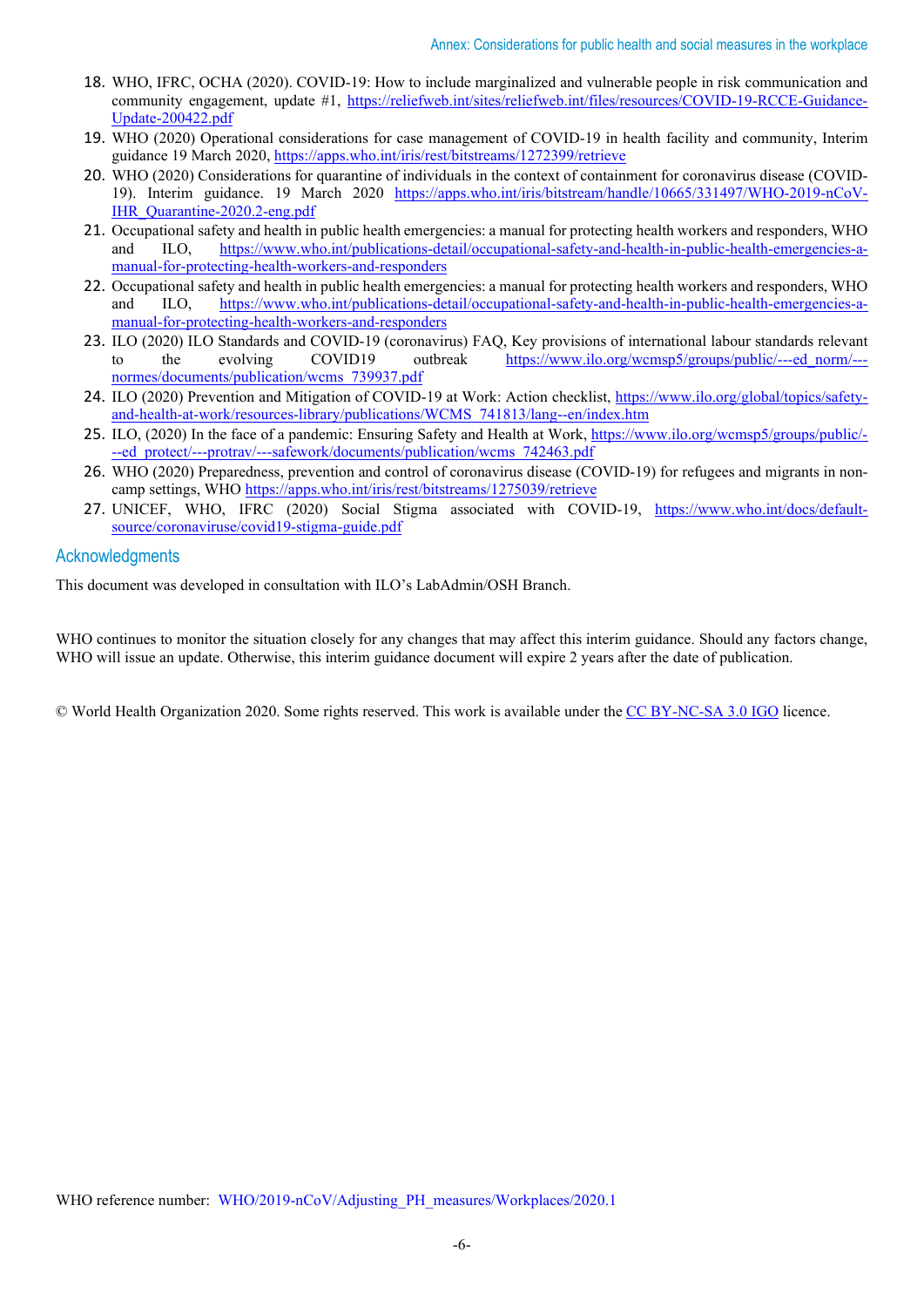18. WHO, IFRC, OCHA (2020). COVID-19: How to include marginalized and vulnerable people in risk communication and community engagement, update #1, https://reliefweb.int/sites/reliefweb.int/files/resources/COVID-19-RCCE-Guidance-Update-200422.pdf
19. WHO (2020) Operational considerations for case management of COVID-19 in health facility and community, Interim guidance 19 March 2020, https://apps.who.int/iris/rest/bitstreams/1272399/retrieve
20. WHO (2020) Considerations for quarantine of individuals in the context of containment for coronavirus disease (COVID-19). Interim guidance. 19 March 2020 https://apps.who.int/iris/bitstream/handle/10665/331497/WHO-2019-nCoV-IHR_Quarantine-2020.2-eng.pdf
21. Occupational safety and health in public health emergencies: a manual for protecting health workers and responders, WHO and ILO, https://www.who.int/publications-detail/occupational-safety-and-health-in-public-health-emergencies-a-manual-for-protecting-health-workers-and-responders
22. Occupational safety and health in public health emergencies: a manual for protecting health workers and responders, WHO and ILO, https://www.who.int/publications-detail/occupational-safety-and-health-in-public-health-emergencies-a-manual-for-protecting-health-workers-and-responders
23. ILO (2020) ILO Standards and COVID-19 (coronavirus) FAQ, Key provisions of international labour standards relevant to the evolving COVID19 outbreak https://www.ilo.org/wcmsp5/groups/public/---ed_norm/---normes/documents/publication/wcms_739937.pdf
24. ILO (2020) Prevention and Mitigation of COVID-19 at Work: Action checklist, https://www.ilo.org/global/topics/safety-and-health-at-work/resources-library/publications/WCMS_741813/lang--en/index.htm
25. ILO, (2020) In the face of a pandemic: Ensuring Safety and Health at Work, https://www.ilo.org/wcmsp5/groups/public/---ed_protect/---protrav/---safework/documents/publication/wcms_742463.pdf
26. WHO (2020) Preparedness, prevention and control of coronavirus disease (COVID-19) for refugees and migrants in non-camp settings, WHO https://apps.who.int/iris/rest/bitstreams/1275039/retrieve
27. UNICEF, WHO, IFRC (2020) Social Stigma associated with COVID-19, https://www.who.int/docs/default-source/coronaviruse/covid19-stigma-guide.pdf

## Acknowledgments

This document was developed in consultation with ILO's LabAdmin/OSH Branch.

WHO continues to monitor the situation closely for any changes that may affect this interim guidance. Should any factors change, WHO will issue an update. Otherwise, this interim guidance document will expire 2 years after the date of publication.

© World Health Organization 2020. Some rights reserved. This work is available under the CC BY-NC-SA 3.0 IGO licence.

WHO reference number: WHO/2019-nCoV/Adjusting_PH_measures/Workplaces/2020.1